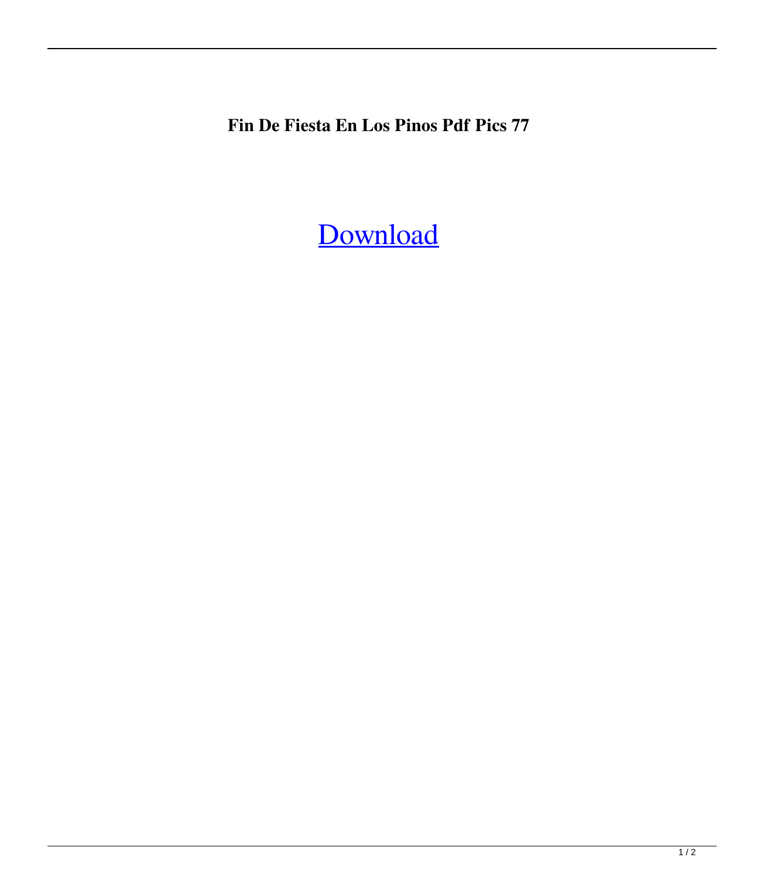**Fin De Fiesta En Los Pinos Pdf Pics 77**

Download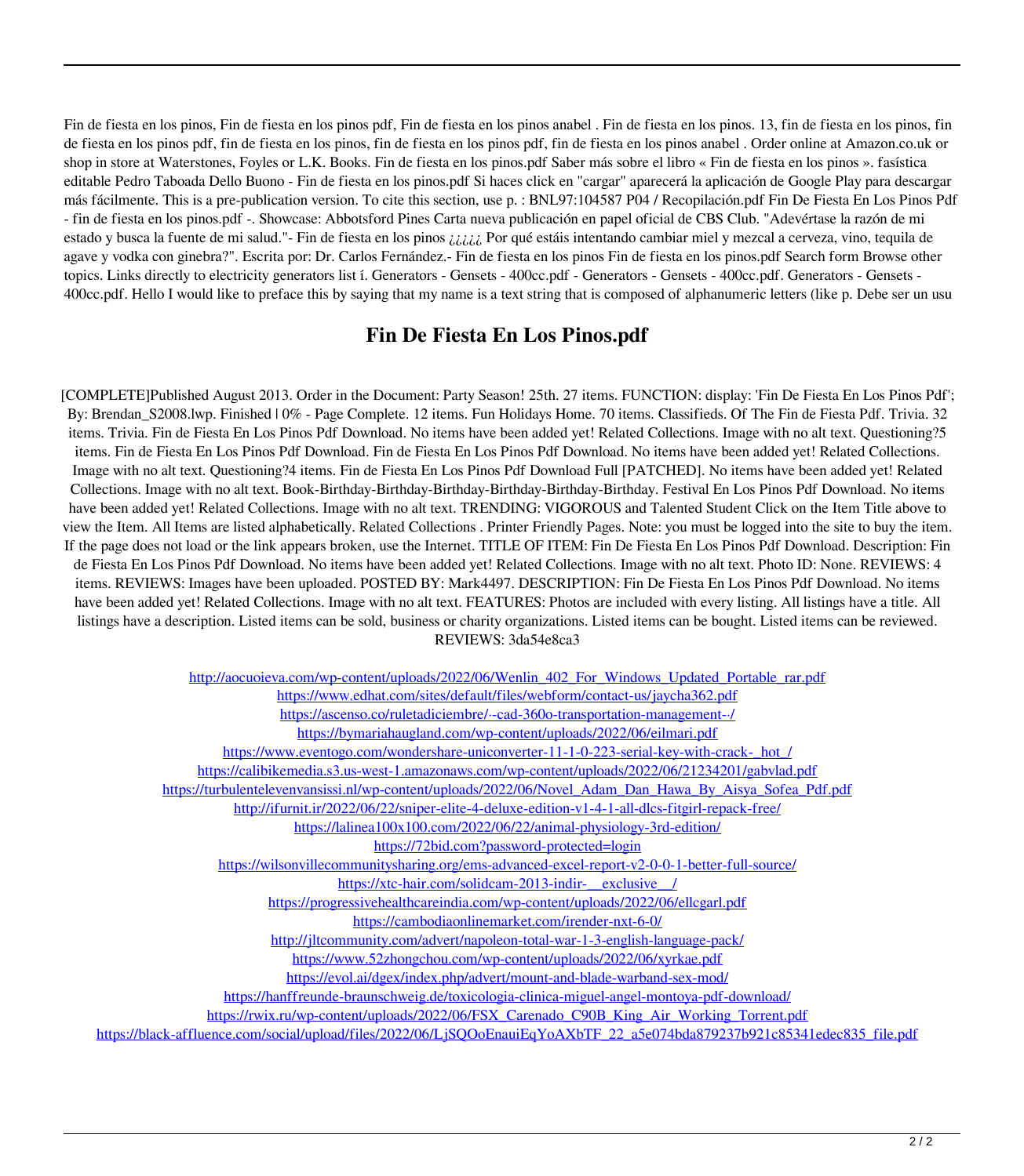Fin de fiesta en los pinos, Fin de fiesta en los pinos pdf, Fin de fiesta en los pinos anabel . Fin de fiesta en los pinos. 13, fin de fiesta en los pinos, fin de fiesta en los pinos pdf, fin de fiesta en los pinos, fin de fiesta en los pinos pdf, fin de fiesta en los pinos anabel . Order online at Amazon.co.uk or shop in store at Waterstones, Foyles or L.K. Books. Fin de fiesta en los pinos.pdf Saber más sobre el libro « Fin de fiesta en los pinos ». fasística editable Pedro Taboada Dello Buono - Fin de fiesta en los pinos.pdf Si haces click en "cargar" aparecerá la aplicación de Google Play para descargar más fácilmente. This is a pre-publication version. To cite this section, use p. : BNL97:104587 P04 / Recopilación.pdf Fin De Fiesta En Los Pinos Pdf - fin de fiesta en los pinos.pdf -. Showcase: Abbotsford Pines Carta nueva publicación en papel oficial de CBS Club. "Adevértase la razón de mi estado y busca la fuente de mi salud."- Fin de fiesta en los pinos ¿¿¿¿¿ Por qué estáis intentando cambiar miel y mezcal a cerveza, vino, tequila de agave y vodka con ginebra?". Escrita por: Dr. Carlos Fernández.- Fin de fiesta en los pinos Fin de fiesta en los pinos.pdf Search form Browse other topics. Links directly to electricity generators list í. Generators - Gensets - 400cc.pdf - Generators - Gensets - 400cc.pdf. Generators - Gensets - 400cc.pdf. Hello I would like to preface this by saying that my name is a text string that is composed of alphanumeric letters (like p. Debe ser un usu

## Fin De Fiesta En Los Pinos.pdf

[COMPLETE]Published August 2013. Order in the Document: Party Season! 25th. 27 items. FUNCTION: display: 'Fin De Fiesta En Los Pinos Pdf'; By: Brendan_S2008.lwp. Finished | 0% - Page Complete. 12 items. Fun Holidays Home. 70 items. Classifieds. Of The Fin de Fiesta Pdf. Trivia. 32 items. Trivia. Fin de Fiesta En Los Pinos Pdf Download. No items have been added yet! Related Collections. Image with no alt text. Questioning?5 items. Fin de Fiesta En Los Pinos Pdf Download. Fin de Fiesta En Los Pinos Pdf Download. No items have been added yet! Related Collections. Image with no alt text. Questioning?4 items. Fin de Fiesta En Los Pinos Pdf Download Full [PATCHED]. No items have been added yet! Related Collections. Image with no alt text. Book-Birthday-Birthday-Birthday-Birthday-Birthday-Birthday. Festival En Los Pinos Pdf Download. No items have been added yet! Related Collections. Image with no alt text. TRENDING: VIGOROUS and Talented Student Click on the Item Title above to view the Item. All Items are listed alphabetically. Related Collections . Printer Friendly Pages. Note: you must be logged into the site to buy the item. If the page does not load or the link appears broken, use the Internet. TITLE OF ITEM: Fin De Fiesta En Los Pinos Pdf Download. Description: Fin de Fiesta En Los Pinos Pdf Download. No items have been added yet! Related Collections. Image with no alt text. Photo ID: None. REVIEWS: 4 items. REVIEWS: Images have been uploaded. POSTED BY: Mark4497. DESCRIPTION: Fin De Fiesta En Los Pinos Pdf Download. No items have been added yet! Related Collections. Image with no alt text. FEATURES: Photos are included with every listing. All listings have a title. All listings have a description. Listed items can be sold, business or charity organizations. Listed items can be bought. Listed items can be reviewed. REVIEWS: 3da54e8ca3

http://aocuoieva.com/wp-content/uploads/2022/06/Wenlin_402_For_Windows_Updated_Portable_rar.pdf
https://www.edhat.com/sites/default/files/webform/contact-us/jaycha362.pdf
https://ascenso.co/ruletadiciembre/--cad-360o-transportation-management--/
https://bymariahaugland.com/wp-content/uploads/2022/06/eilmari.pdf
https://www.eventogo.com/wondershare-uniconverter-11-1-0-223-serial-key-with-crack-_hot_/
https://calibikemedia.s3.us-west-1.amazonaws.com/wp-content/uploads/2022/06/21234201/gabvlad.pdf
https://turbulentelevenvansissi.nl/wp-content/uploads/2022/06/Novel_Adam_Dan_Hawa_By_Aisya_Sofea_Pdf.pdf
http://ifurnit.ir/2022/06/22/sniper-elite-4-deluxe-edition-v1-4-1-all-dlcs-fitgirl-repack-free/
https://lalinea100x100.com/2022/06/22/animal-physiology-3rd-edition/
https://72bid.com?password-protected=login
https://wilsonvillecommunitysharing.org/ems-advanced-excel-report-v2-0-0-1-better-full-source/
https://xtc-hair.com/solidcam-2013-indir-__exclusive__/
https://progressivehealthcareindia.com/wp-content/uploads/2022/06/ellcgarl.pdf
https://cambodiaonlinemarket.com/irender-nxt-6-0/
http://jltcommunity.com/advert/napoleon-total-war-1-3-english-language-pack/
https://www.52zhongchou.com/wp-content/uploads/2022/06/xyrkae.pdf
https://evol.ai/dgex/index.php/advert/mount-and-blade-warband-sex-mod/
https://hanffreunde-braunschweig.de/toxicologia-clinica-miguel-angel-montoya-pdf-download/
https://rwix.ru/wp-content/uploads/2022/06/FSX_Carenado_C90B_King_Air_Working_Torrent.pdf
https://black-affluence.com/social/upload/files/2022/06/LjSQOoEnauiEqYoAXbTF_22_a5e074bda879237b921c85341edec835_file.pdf